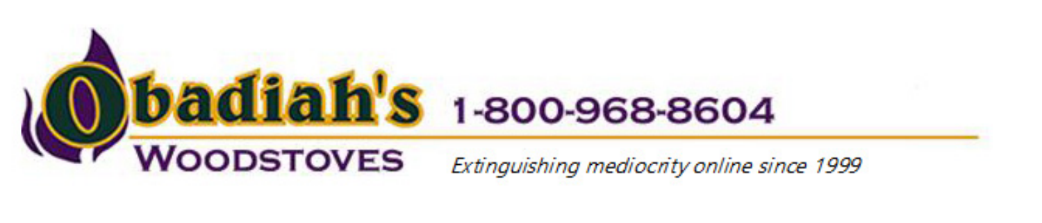Obadiah's Woodstoves

1-800-968-8604

*Extinguishing mediocrity online since 1999*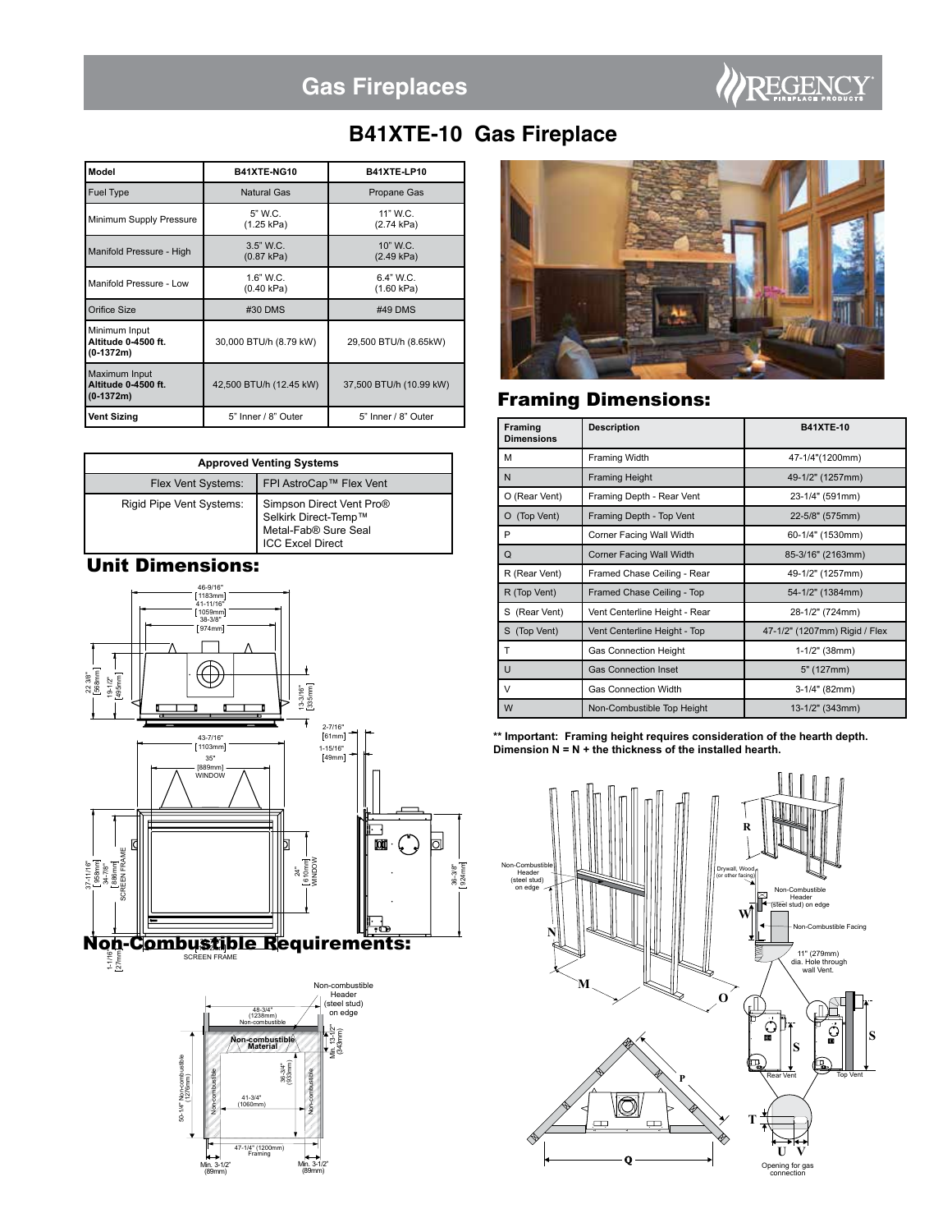# Gas Fireplaces

## B41XTE-10 Gas Fireplace

| Model | B41XTE-NG10 | B41XTE-LP10 |
|---|---|---|
| Fuel Type | Natural Gas | Propane Gas |
| Minimum Supply Pressure | 5" W.C. (1.25 kPa) | 11" W.C. (2.74 kPa) |
| Manifold Pressure - High | 3.5" W.C. (0.87 kPa) | 10" W.C. (2.49 kPa) |
| Manifold Pressure - Low | 1.6" W.C. (0.40 kPa) | 6.4" W.C. (1.60 kPa) |
| Orifice Size | #30 DMS | #49 DMS |
| Minimum Input **Altitude 0-4500 ft. (0-1372m)** | 30,000 BTU/h (8.79 kW) | 29,500 BTU/h (8.65kW) |
| Maximum Input **Altitude 0-4500 ft. (0-1372m)** | 42,500 BTU/h (12.45 kW) | 37,500 BTU/h (10.99 kW) |
| **Vent Sizing** | 5" Inner / 8" Outer | 5" Inner / 8" Outer |

| Approved Venting Systems | |
|---|---|
| Flex Vent Systems: | FPI AstroCap™ Flex Vent |
| Rigid Pipe Vent Systems: | Simpson Direct Vent Pro®<br>Selkirk Direct-Temp™<br>Metal-Fab® Sure Seal<br>ICC Excel Direct |

## Unit Dimensions:

## Non-Combustible Requirements:

## Framing Dimensions:

| Framing Dimensions | Description | B41XTE-10 |
|---|---|---|
| M | Framing Width | 47-1/4"(1200mm) |
| N | Framing Height | 49-1/2" (1257mm) |
| O (Rear Vent) | Framing Depth - Rear Vent | 23-1/4" (591mm) |
| O (Top Vent) | Framing Depth - Top Vent | 22-5/8" (575mm) |
| P | Corner Facing Wall Width | 60-1/4" (1530mm) |
| Q | Corner Facing Wall Width | 85-3/16" (2163mm) |
| R (Rear Vent) | Framed Chase Ceiling - Rear | 49-1/2" (1257mm) |
| R (Top Vent) | Framed Chase Ceiling - Top | 54-1/2" (1384mm) |
| S (Rear Vent) | Vent Centerline Height - Rear | 28-1/2" (724mm) |
| S (Top Vent) | Vent Centerline Height - Top | 47-1/2" (1207mm) Rigid / Flex |
| T | Gas Connection Height | 1-1/2" (38mm) |
| U | Gas Connection Inset | 5" (127mm) |
| V | Gas Connection Width | 3-1/4" (82mm) |
| W | Non-Combustible Top Height | 13-1/2" (343mm) |

**\*\* Important: Framing height requires consideration of the hearth depth. Dimension N = N + the thickness of the installed hearth.**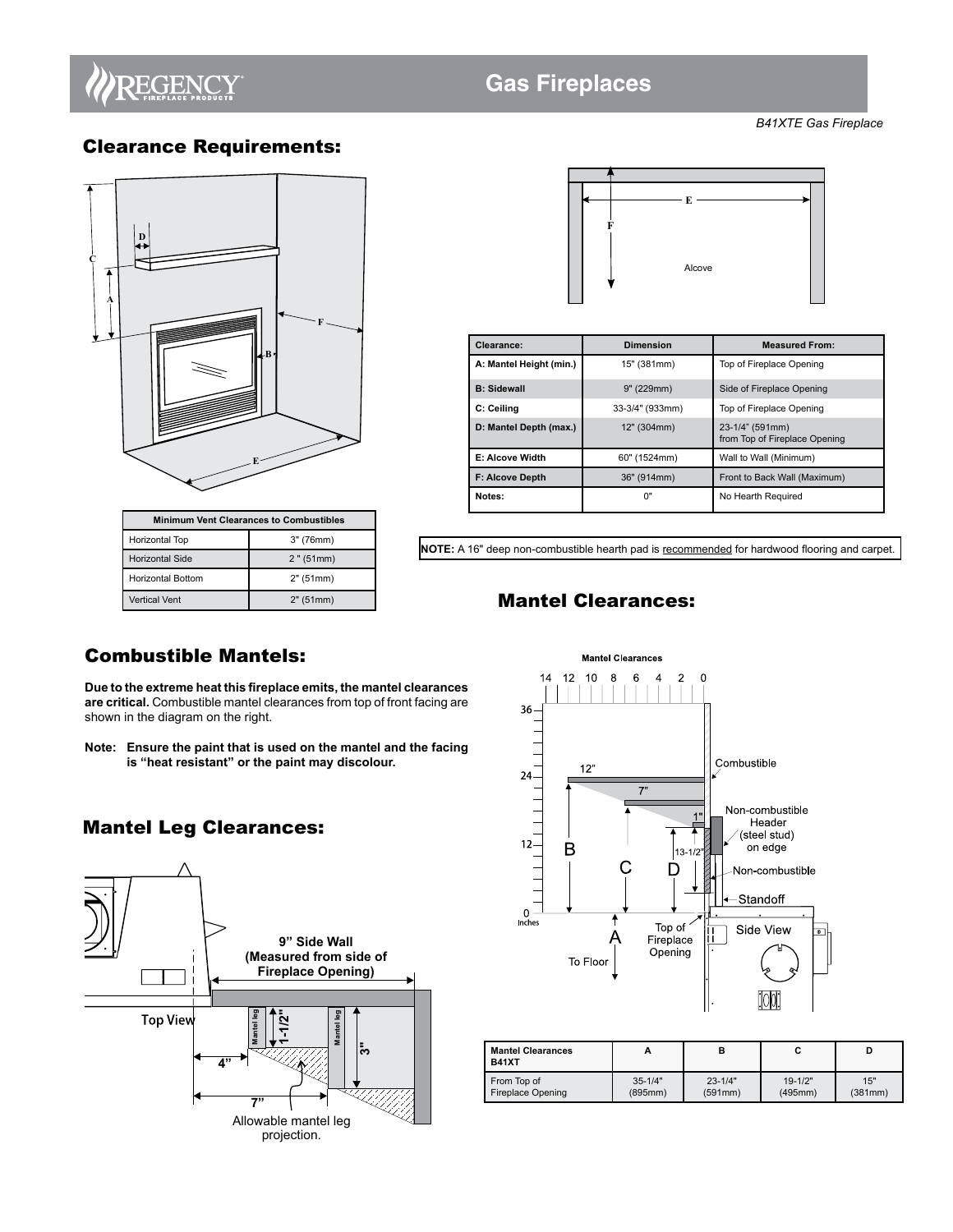*B41XTE Gas Fireplace*

## Clearance Requirements:

| Clearance: | Dimension | Measured From: |
|---|---|---|
| A: Mantel Height (min.) | 15" (381mm) | Top of Fireplace Opening |
| B: Sidewall | 9" (229mm) | Side of Fireplace Opening |
| C: Ceiling | 33-3/4" (933mm) | Top of Fireplace Opening |
| D: Mantel Depth (max.) | 12" (304mm) | 23-1/4" (591mm) from Top of Fireplace Opening |
| E: Alcove Width | 60" (1524mm) | Wall to Wall (Minimum) |
| F: Alcove Depth | 36" (914mm) | Front to Back Wall (Maximum) |
| Notes: | 0" | No Hearth Required |

| Minimum Vent Clearances to Combustibles | |
|---|---|
| Horizontal Top | 3" (76mm) |
| Horizontal Side | 2 " (51mm) |
| Horizontal Bottom | 2" (51mm) |
| Vertical Vent | 2" (51mm) |

**NOTE:** A 16" deep non-combustible hearth pad is recommended for hardwood flooring and carpet.

## Combustible Mantels:

**Due to the extreme heat this fireplace emits, the mantel clearances are critical.** Combustible mantel clearances from top of front facing are shown in the diagram on the right.

**Note: Ensure the paint that is used on the mantel and the facing is "heat resistant" or the paint may discolour.**

## Mantel Leg Clearances:

9" Side Wall (Measured from side of Fireplace Opening)

Allowable mantel leg projection.

## Mantel Clearances:

| Mantel Clearances B41XT | A | B | C | D |
|---|---|---|---|---|
| From Top of Fireplace Opening | 35-1/4" (895mm) | 23-1/4" (591mm) | 19-1/2" (495mm) | 15" (381mm) |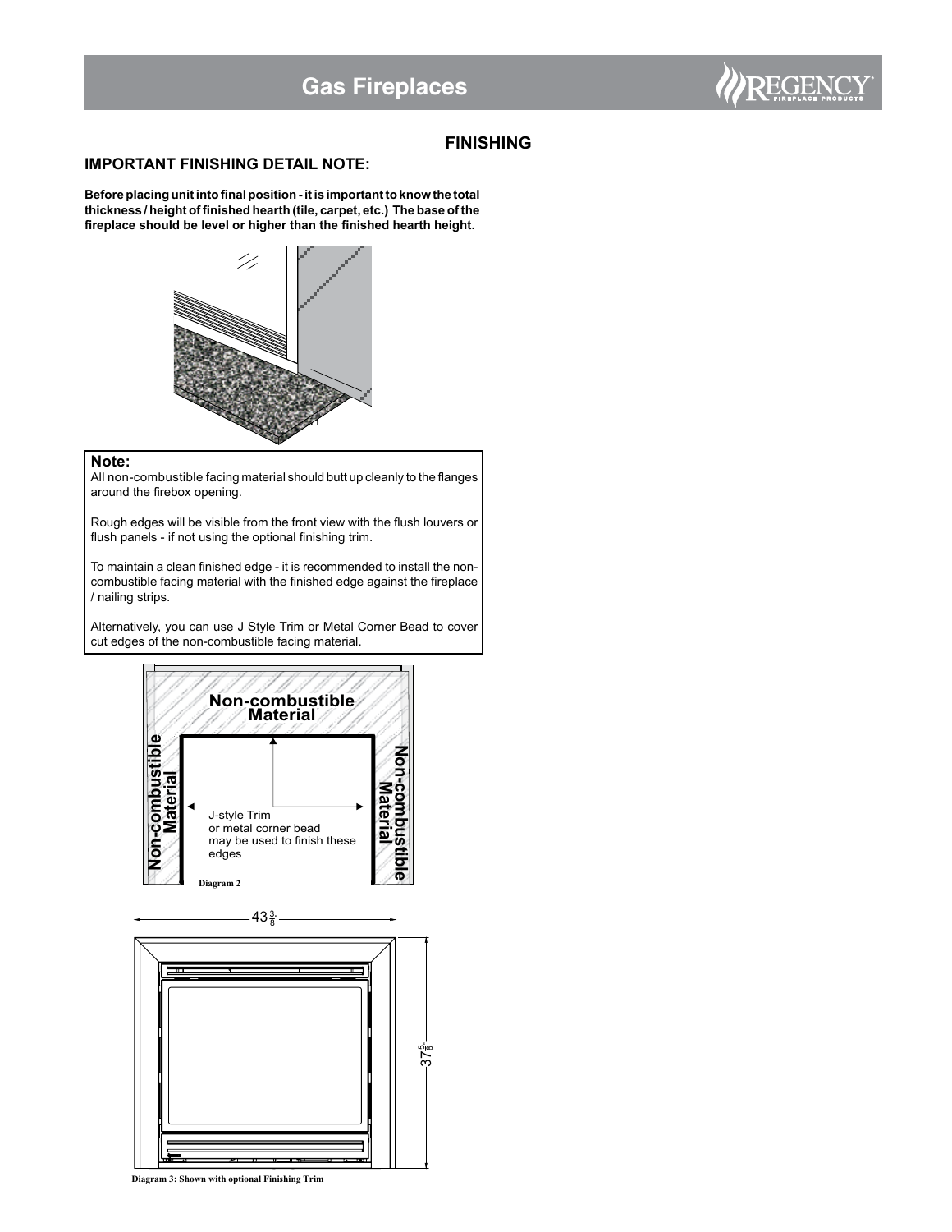## FINISHING

### IMPORTANT FINISHING DETAIL NOTE:

**Before placing unit into final position - it is important to know the total thickness / height of finished hearth (tile, carpet, etc.) The base of the fireplace should be level or higher than the finished hearth height.**

**Note:**

All non-combustible facing material should butt up cleanly to the flanges around the firebox opening.

Rough edges will be visible from the front view with the flush louvers or flush panels - if not using the optional finishing trim.

To maintain a clean finished edge - it is recommended to install the non-combustible facing material with the finished edge against the fireplace / nailing strips.

Alternatively, you can use J Style Trim or Metal Corner Bead to cover cut edges of the non-combustible facing material.

Non-combustible Material

Non-combustible Material

Non-combustible Material

J-style Trim or metal corner bead may be used to finish these edges

Diagram 2

$43\frac{3}{8}$

$37\frac{5}{8}$

Diagram 3: Shown with optional Finishing Trim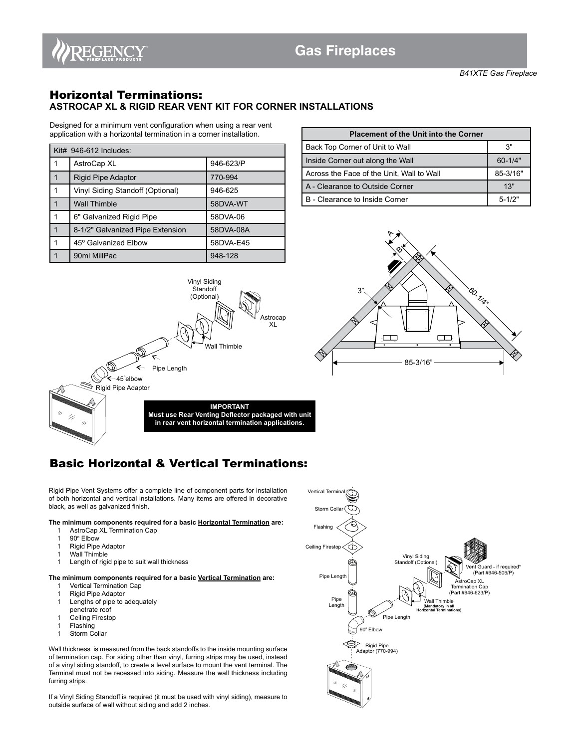## Horizontal Terminations:

### ASTROCAP XL & RIGID REAR VENT KIT FOR CORNER INSTALLATIONS

Designed for a minimum vent configuration when using a rear vent application with a horizontal termination in a corner installation.

| Kit# 946-612 Includes: | | |
|---|---|---|
| 1 | AstroCap XL | 946-623/P |
| 1 | Rigid Pipe Adaptor | 770-994 |
| 1 | Vinyl Siding Standoff (Optional) | 946-625 |
| 1 | Wall Thimble | 58DVA-WT |
| 1 | 6" Galvanized Rigid Pipe | 58DVA-06 |
| 1 | 8-1/2" Galvanized Pipe Extension | 58DVA-08A |
| 1 | 45º Galvanized Elbow | 58DVA-E45 |
| 1 | 90ml MillPac | 948-128 |

| Placement of the Unit into the Corner | |
|---|---|
| Back Top Corner of Unit to Wall | 3" |
| Inside Corner out along the Wall | 60-1/4" |
| Across the Face of the Unit, Wall to Wall | 85-3/16" |
| A - Clearance to Outside Corner | 13" |
| B - Clearance to Inside Corner | 5-1/2" |

**IMPORTANT**
**Must use Rear Venting Deflector packaged with unit in rear vent horizontal termination applications.**

## Basic Horizontal & Vertical Terminations:

Rigid Pipe Vent Systems offer a complete line of component parts for installation of both horizontal and vertical installations. Many items are offered in decorative black, as well as galvanized finish.

**The minimum components required for a basic Horizontal Termination are:**

- 1 AstroCap XL Termination Cap
- 1 90° Elbow
- 1 Rigid Pipe Adaptor
- 1 Wall Thimble
- 1 Length of rigid pipe to suit wall thickness

**The minimum components required for a basic Vertical Termination are:**

- 1 Vertical Termination Cap
- 1 Rigid Pipe Adaptor
- 1 Lengths of pipe to adequately penetrate roof
- 1 Ceiling Firestop
- 1 Flashing
- 1 Storm Collar

Wall thickness is measured from the back standoffs to the inside mounting surface of termination cap. For siding other than vinyl, furring strips may be used, instead of a vinyl siding standoff, to create a level surface to mount the vent terminal. The Terminal must not be recessed into siding. Measure the wall thickness including furring strips.

If a Vinyl Siding Standoff is required (it must be used with vinyl siding), measure to outside surface of wall without siding and add 2 inches.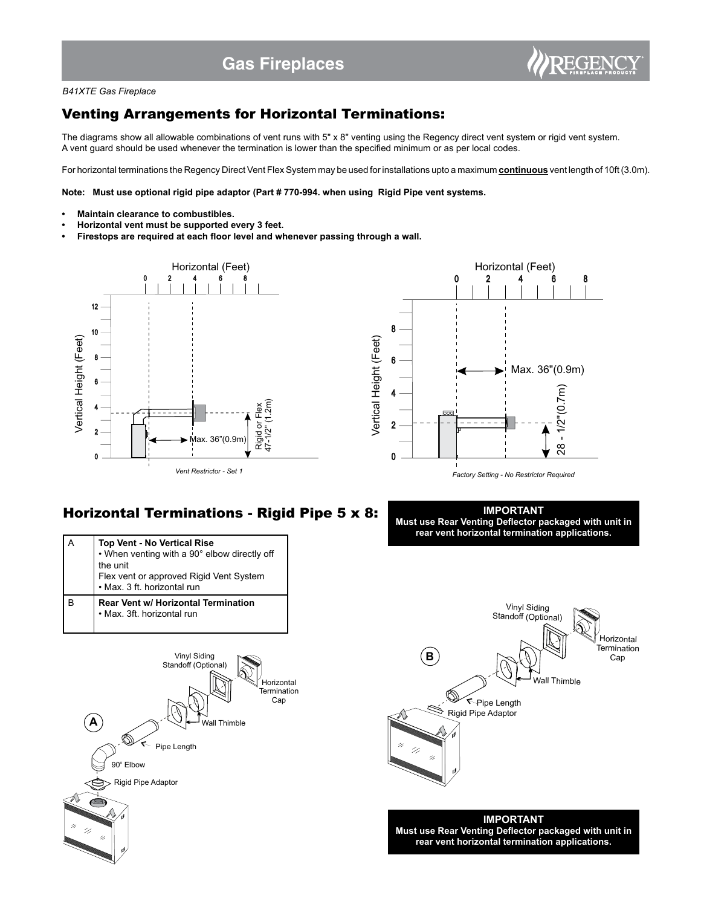*B41XTE Gas Fireplace*

## Venting Arrangements for Horizontal Terminations:

The diagrams show all allowable combinations of vent runs with 5" x 8" venting using the Regency direct vent system or rigid vent system. A vent guard should be used whenever the termination is lower than the specified minimum or as per local codes.

For horizontal terminations the Regency Direct Vent Flex System may be used for installations upto a maximum **continuous** vent length of 10ft (3.0m).

**Note: Must use optional rigid pipe adaptor (Part # 770-994. when using Rigid Pipe vent systems.**

- **Maintain clearance to combustibles.**
- **Horizontal vent must be supported every 3 feet.**
- **Firestops are required at each floor level and whenever passing through a wall.**

Horizontal (Feet) / Vertical Height (Feet)

Max. 36"(0.9m)

Rigid or Flex 47-1/2" (1.2m)

*Vent Restrictor - Set 1*

Horizontal (Feet) / Vertical Height (Feet)

Max. 36"(0.9m)

28 - 1/2"(0.7m)

*Factory Setting - No Restrictor Required*

## Horizontal Terminations - Rigid Pipe 5 x 8:

| | |
|---|---|
| A | **Top Vent - No Vertical Rise**<br>• When venting with a 90° elbow directly off the unit<br>Flex vent or approved Rigid Vent System<br>• Max. 3 ft. horizontal run |
| B | **Rear Vent w/ Horizontal Termination**<br>• Max. 3ft. horizontal run |

**IMPORTANT**
**Must use Rear Venting Deflector packaged with unit in rear vent horizontal termination applications.**

A: Vinyl Siding Standoff (Optional), Horizontal Termination Cap, Wall Thimble, Pipe Length, 90° Elbow, Rigid Pipe Adaptor

B: Vinyl Siding Standoff (Optional), Horizontal Termination Cap, Wall Thimble, Pipe Length, Rigid Pipe Adaptor

**IMPORTANT**
**Must use Rear Venting Deflector packaged with unit in rear vent horizontal termination applications.**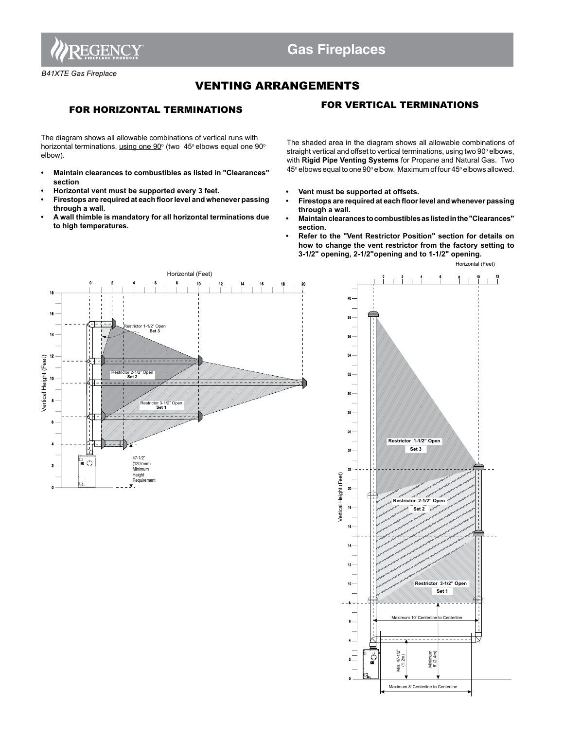*B41XTE Gas Fireplace*

# VENTING ARRANGEMENTS

## FOR HORIZONTAL TERMINATIONS

The diagram shows all allowable combinations of vertical runs with horizontal terminations, using one 90° (two 45° elbows equal one 90° elbow).

- **Maintain clearances to combustibles as listed in "Clearances" section**
- **Horizontal vent must be supported every 3 feet.**
- **Firestops are required at each floor level and whenever passing through a wall.**
- **A wall thimble is mandatory for all horizontal terminations due to high temperatures.**

Horizontal (Feet)

Vertical Height (Feet)

Restrictor 1-1/2" Open
Set 3

Restrictor 2-1/2" Open
Set 2

Restrictor 3-1/2" Open
Set 1

47-1/2" (1207mm) Minimum Height Requirement

## FOR VERTICAL TERMINATIONS

The shaded area in the diagram shows all allowable combinations of straight vertical and offset to vertical terminations, using two 90° elbows, with **Rigid Pipe Venting Systems** for Propane and Natural Gas. Two 45° elbows equal to one 90° elbow. Maximum of four 45° elbows allowed.

- **Vent must be supported at offsets.**
- **Firestops are required at each floor level and whenever passing through a wall.**
- **Maintain clearances to combustibles as listed in the "Clearances" section.**
- **Refer to the "Vent Restrictor Position" section for details on how to change the vent restrictor from the factory setting to 3-1/2" opening, 2-1/2" opening and to 1-1/2" opening.**

Horizontal (Feet)

Vertical Height (Feet)

Restrictor 1-1/2" Open
Set 3

Restrictor 2-1/2" Open
Set 2

Restrictor 3-1/2" Open
Set 1

Maximum 10' Centerline to Centerline

Min. 47-1/2" (1.2m)

Minimum 8' (2.4m)

Maximum 8' Centerline to Centerline